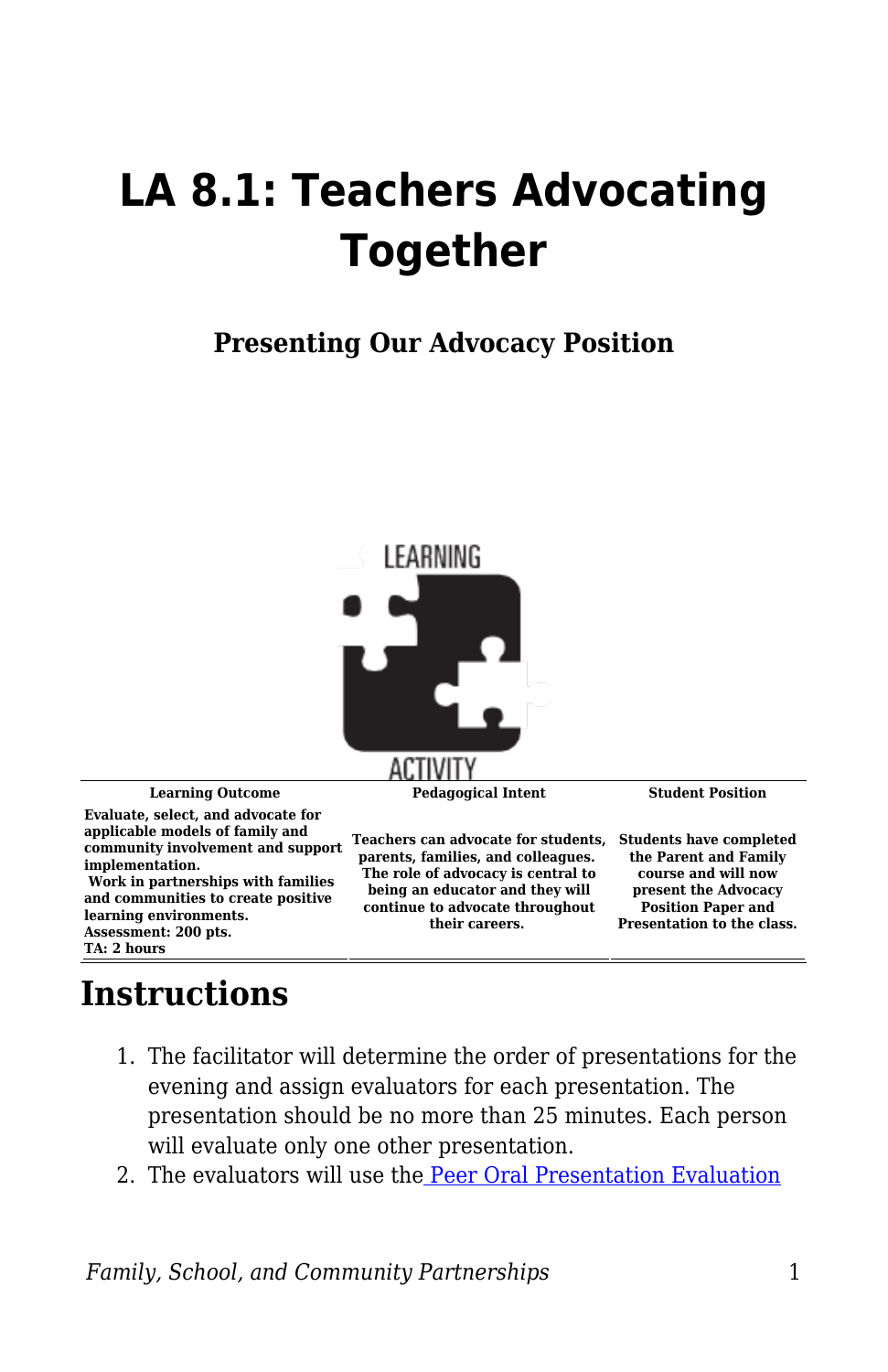# LA 8.1: Teachers Advocating Together

### Presenting Our Advocacy Position

| Learning Outcome | Pedagogical Intent | Student Position |
|---|---|---|
| Evaluate, select, and advocate for applicable models of family and community involvement and support implementation. Work in partnerships with families and communities to create positive learning environments. Assessment: 200 pts. TA: 2 hours | Teachers can advocate for students, parents, families, and colleagues. The role of advocacy is central to being an educator and they will continue to advocate throughout their careers. | Students have completed the Parent and Family course and will now present the Advocacy Position Paper and Presentation to the class. |

## Instructions

1. The facilitator will determine the order of presentations for the evening and assign evaluators for each presentation. The presentation should be no more than 25 minutes. Each person will evaluate only one other presentation.
2. The evaluators will use the Peer Oral Presentation Evaluation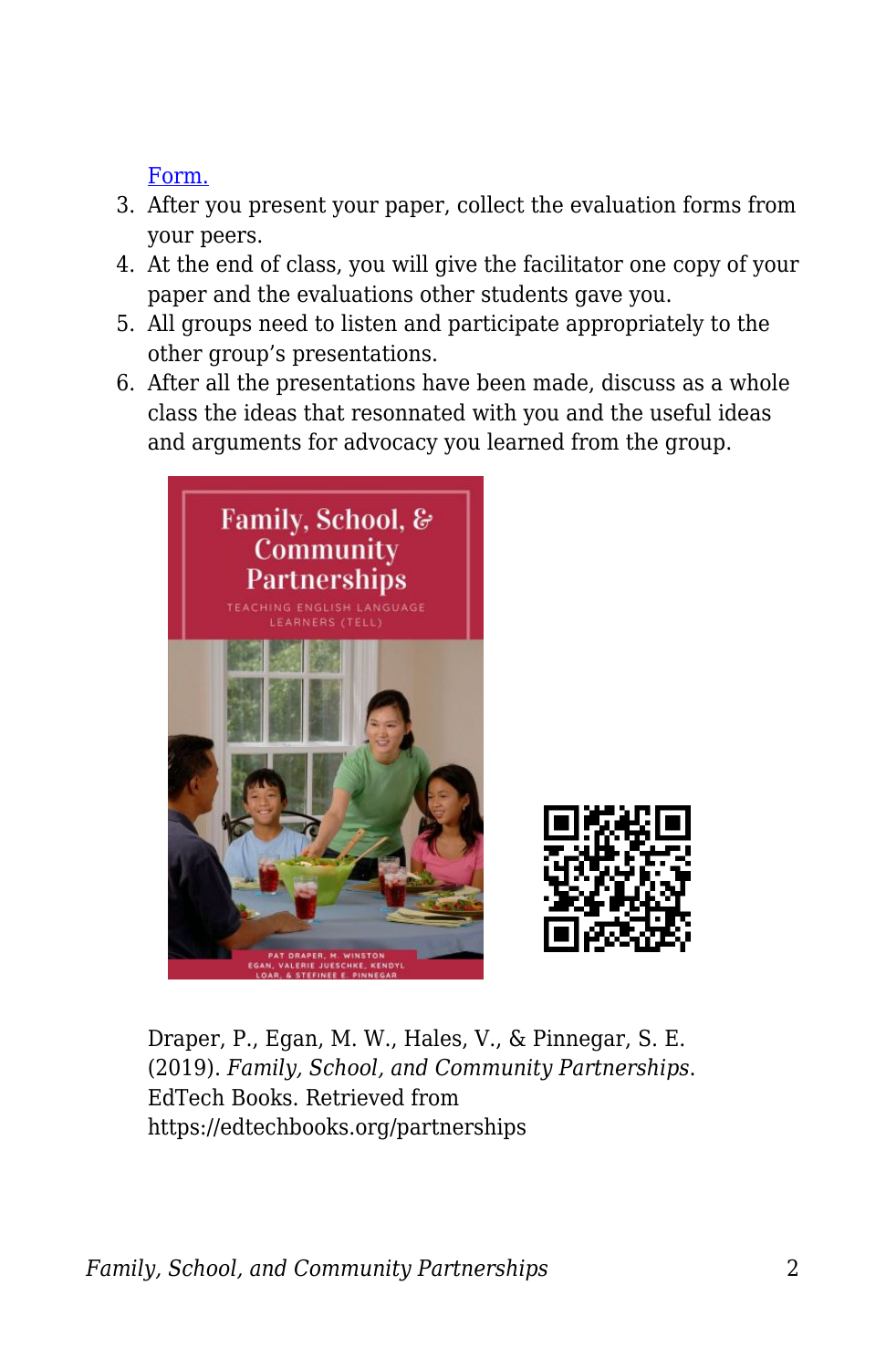Form.

3. After you present your paper, collect the evaluation forms from your peers.
4. At the end of class, you will give the facilitator one copy of your paper and the evaluations other students gave you.
5. All groups need to listen and participate appropriately to the other group's presentations.
6. After all the presentations have been made, discuss as a whole class the ideas that resonated with you and the useful ideas and arguments for advocacy you learned from the group.

Draper, P., Egan, M. W., Hales, V., & Pinnegar, S. E. (2019). *Family, School, and Community Partnerships*. EdTech Books. Retrieved from https://edtechbooks.org/partnerships